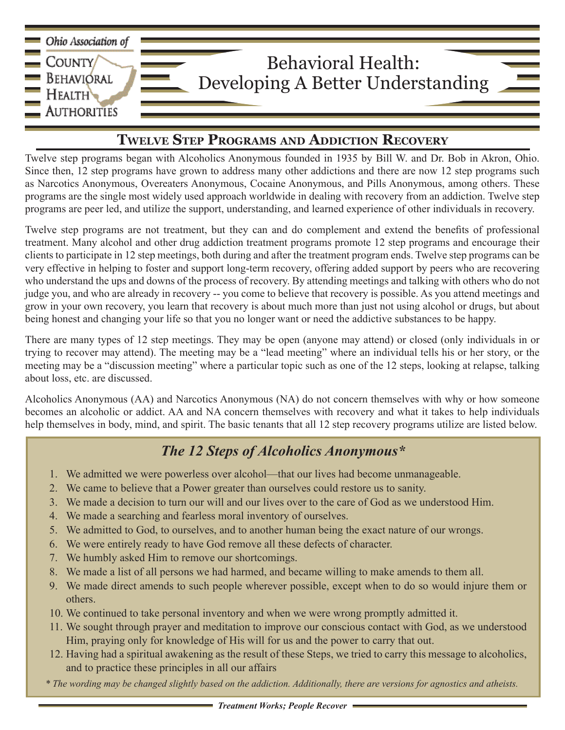Ohio Association of County Behavioral Health Authorities

# Behavioral Health: Developing A Better Understanding

## Twelve Step Programs and Addiction Recovery

Twelve step programs began with Alcoholics Anonymous founded in 1935 by Bill W. and Dr. Bob in Akron, Ohio. Since then, 12 step programs have grown to address many other addictions and there are now 12 step programs such as Narcotics Anonymous, Overeaters Anonymous, Cocaine Anonymous, and Pills Anonymous, among others. These programs are the single most widely used approach worldwide in dealing with recovery from an addiction. Twelve step programs are peer led, and utilize the support, understanding, and learned experience of other individuals in recovery.

Twelve step programs are not treatment, but they can and do complement and extend the benefits of professional treatment. Many alcohol and other drug addiction treatment programs promote 12 step programs and encourage their clients to participate in 12 step meetings, both during and after the treatment program ends. Twelve step programs can be very effective in helping to foster and support long-term recovery, offering added support by peers who are recovering who understand the ups and downs of the process of recovery. By attending meetings and talking with others who do not judge you, and who are already in recovery -- you come to believe that recovery is possible. As you attend meetings and grow in your own recovery, you learn that recovery is about much more than just not using alcohol or drugs, but about being honest and changing your life so that you no longer want or need the addictive substances to be happy.

There are many types of 12 step meetings. They may be open (anyone may attend) or closed (only individuals in or trying to recover may attend). The meeting may be a "lead meeting" where an individual tells his or her story, or the meeting may be a "discussion meeting" where a particular topic such as one of the 12 steps, looking at relapse, talking about loss, etc. are discussed.

Alcoholics Anonymous (AA) and Narcotics Anonymous (NA) do not concern themselves with why or how someone becomes an alcoholic or addict. AA and NA concern themselves with recovery and what it takes to help individuals help themselves in body, mind, and spirit. The basic tenants that all 12 step recovery programs utilize are listed below.

### *The 12 Steps of Alcoholics Anonymous**

1. We admitted we were powerless over alcohol—that our lives had become unmanageable.
2. We came to believe that a Power greater than ourselves could restore us to sanity.
3. We made a decision to turn our will and our lives over to the care of God as we understood Him.
4. We made a searching and fearless moral inventory of ourselves.
5. We admitted to God, to ourselves, and to another human being the exact nature of our wrongs.
6. We were entirely ready to have God remove all these defects of character.
7. We humbly asked Him to remove our shortcomings.
8. We made a list of all persons we had harmed, and became willing to make amends to them all.
9. We made direct amends to such people wherever possible, except when to do so would injure them or others.
10. We continued to take personal inventory and when we were wrong promptly admitted it.
11. We sought through prayer and meditation to improve our conscious contact with God, as we understood Him, praying only for knowledge of His will for us and the power to carry that out.
12. Having had a spiritual awakening as the result of these Steps, we tried to carry this message to alcoholics, and to practice these principles in all our affairs

*\* The wording may be changed slightly based on the addiction. Additionally, there are versions for agnostics and atheists.*

***Treatment Works; People Recover***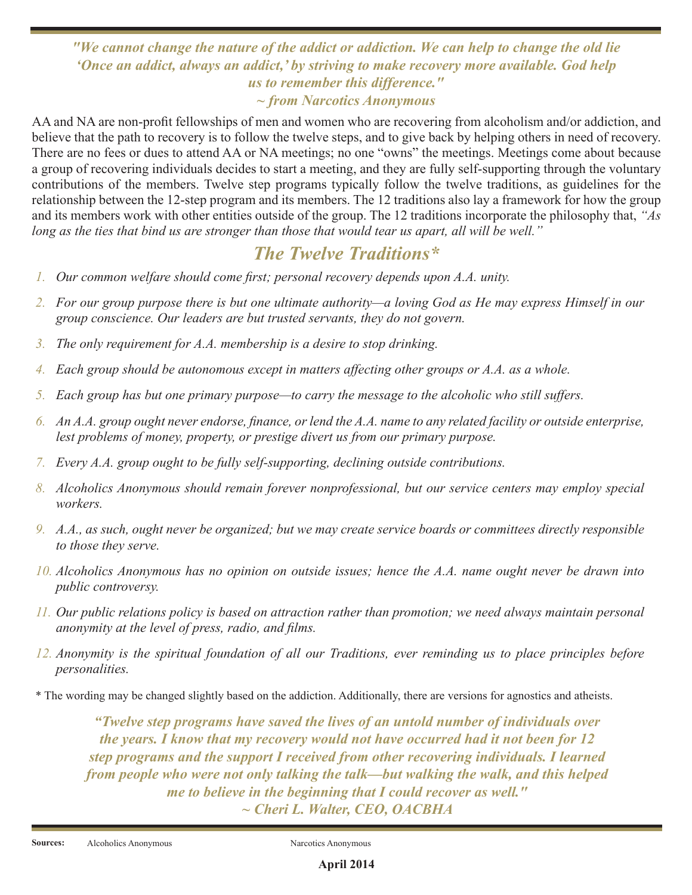*"We cannot change the nature of the addict or addiction. We can help to change the old lie 'Once an addict, always an addict,' by striving to make recovery more available. God help us to remember this difference."*
*~ from Narcotics Anonymous*

AA and NA are non-profit fellowships of men and women who are recovering from alcoholism and/or addiction, and believe that the path to recovery is to follow the twelve steps, and to give back by helping others in need of recovery. There are no fees or dues to attend AA or NA meetings; no one "owns" the meetings. Meetings come about because a group of recovering individuals decides to start a meeting, and they are fully self-supporting through the voluntary contributions of the members. Twelve step programs typically follow the twelve traditions, as guidelines for the relationship between the 12-step program and its members. The 12 traditions also lay a framework for how the group and its members work with other entities outside of the group. The 12 traditions incorporate the philosophy that, *"As long as the ties that bind us are stronger than those that would tear us apart, all will be well."*

## *The Twelve Traditions**

1. *Our common welfare should come first; personal recovery depends upon A.A. unity.*
2. *For our group purpose there is but one ultimate authority—a loving God as He may express Himself in our group conscience. Our leaders are but trusted servants, they do not govern.*
3. *The only requirement for A.A. membership is a desire to stop drinking.*
4. *Each group should be autonomous except in matters affecting other groups or A.A. as a whole.*
5. *Each group has but one primary purpose—to carry the message to the alcoholic who still suffers.*
6. *An A.A. group ought never endorse, finance, or lend the A.A. name to any related facility or outside enterprise, lest problems of money, property, or prestige divert us from our primary purpose.*
7. *Every A.A. group ought to be fully self-supporting, declining outside contributions.*
8. *Alcoholics Anonymous should remain forever nonprofessional, but our service centers may employ special workers.*
9. *A.A., as such, ought never be organized; but we may create service boards or committees directly responsible to those they serve.*
10. *Alcoholics Anonymous has no opinion on outside issues; hence the A.A. name ought never be drawn into public controversy.*
11. *Our public relations policy is based on attraction rather than promotion; we need always maintain personal anonymity at the level of press, radio, and films.*
12. *Anonymity is the spiritual foundation of all our Traditions, ever reminding us to place principles before personalities.*

\* The wording may be changed slightly based on the addiction. Additionally, there are versions for agnostics and atheists.

***"Twelve step programs have saved the lives of an untold number of individuals over the years. I know that my recovery would not have occurred had it not been for 12 step programs and the support I received from other recovering individuals. I learned from people who were not only talking the talk—but walking the walk, and this helped me to believe in the beginning that I could recover as well."***
***~ Cheri L. Walter, CEO, OACBHA***

**Sources:** Alcoholics Anonymous Narcotics Anonymous

**April 2014**